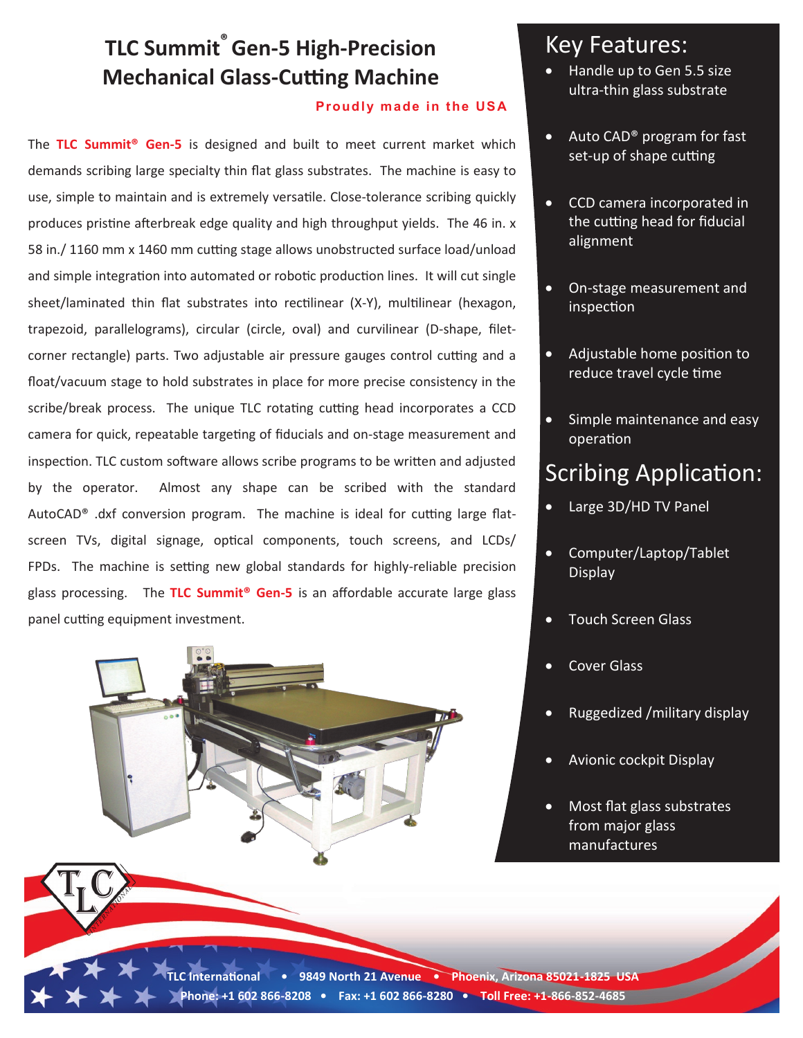# TLC Summit® Gen-5 High-Precision Mechanical Glass-Cutting Machine

**Proudly made in the USA**

The **TLC Summit® Gen-5** is designed and built to meet current market which demands scribing large specialty thin flat glass substrates. The machine is easy to use, simple to maintain and is extremely versatile. Close-tolerance scribing quickly produces pristine afterbreak edge quality and high throughput yields. The 46 in. x 58 in./ 1160 mm x 1460 mm cutting stage allows unobstructed surface load/unload and simple integration into automated or robotic production lines. It will cut single sheet/laminated thin flat substrates into rectilinear (X-Y), multilinear (hexagon, trapezoid, parallelograms), circular (circle, oval) and curvilinear (D-shape, filet-corner rectangle) parts. Two adjustable air pressure gauges control cutting and a float/vacuum stage to hold substrates in place for more precise consistency in the scribe/break process. The unique TLC rotating cutting head incorporates a CCD camera for quick, repeatable targeting of fiducials and on-stage measurement and inspection. TLC custom software allows scribe programs to be written and adjusted by the operator. Almost any shape can be scribed with the standard AutoCAD® .dxf conversion program. The machine is ideal for cutting large flat-screen TVs, digital signage, optical components, touch screens, and LCDs/ FPDs. The machine is setting new global standards for highly-reliable precision glass processing. The **TLC Summit® Gen-5** is an affordable accurate large glass panel cutting equipment investment.

## Key Features:

- Handle up to Gen 5.5 size ultra-thin glass substrate
- Auto CAD® program for fast set-up of shape cutting
- CCD camera incorporated in the cutting head for fiducial alignment
- On-stage measurement and inspection
- Adjustable home position to reduce travel cycle time
- Simple maintenance and easy operation

## Scribing Application:

- Large 3D/HD TV Panel
- Computer/Laptop/Tablet Display
- Touch Screen Glass
- Cover Glass
- Ruggedized /military display
- Avionic cockpit Display
- Most flat glass substrates from major glass manufactures

**TLC International • 9849 North 21 Avenue • Phoenix, Arizona 85021-1825 USA**
**Phone: +1 602 866-8208 • Fax: +1 602 866-8280 • Toll Free: +1-866-852-4685**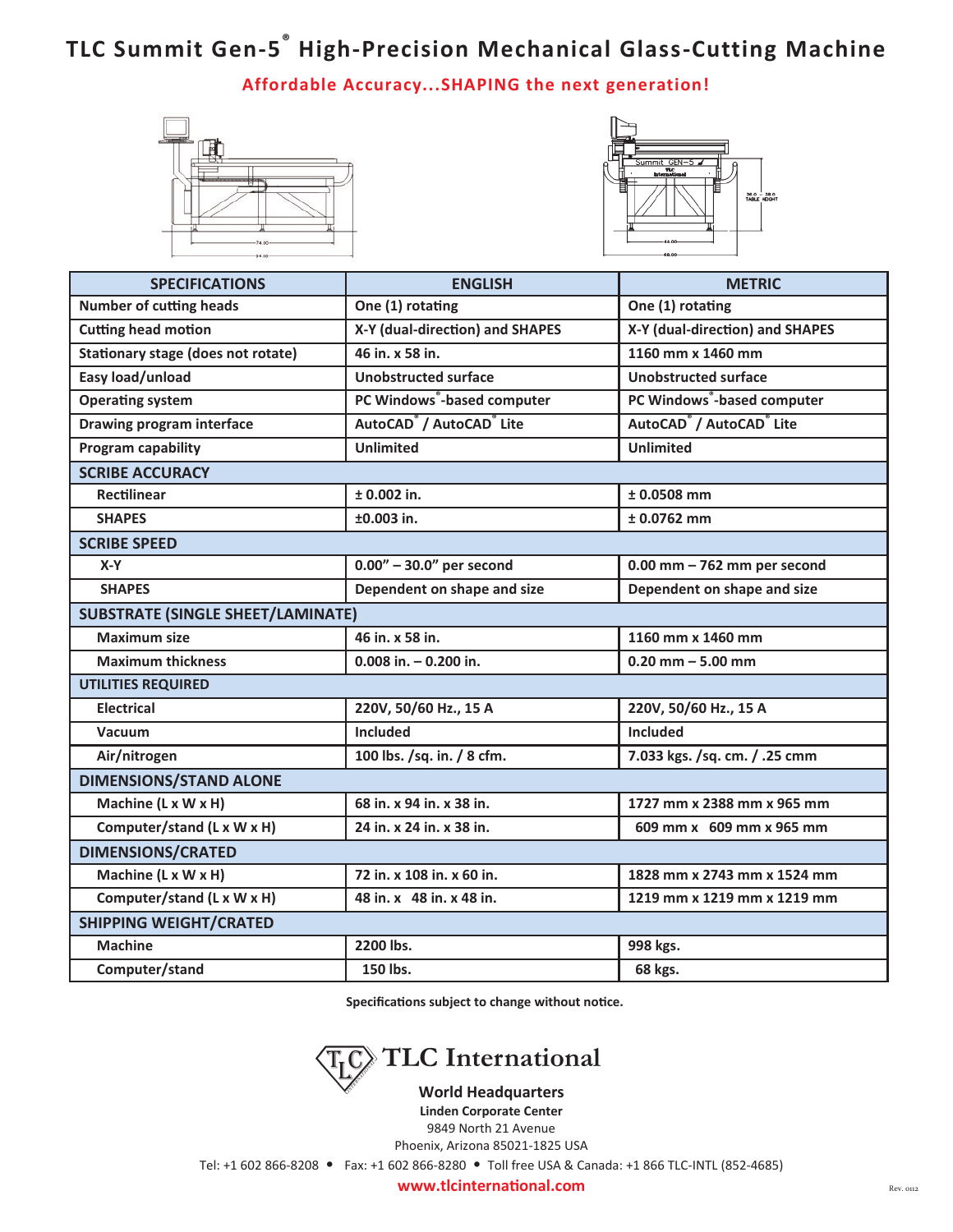# TLC Summit Gen-5® High-Precision Mechanical Glass-Cutting Machine

**Affordable Accuracy...SHAPING the next generation!**

| SPECIFICATIONS | ENGLISH | METRIC |
| --- | --- | --- |
| Number of cutting heads | One (1) rotating | One (1) rotating |
| Cutting head motion | X-Y (dual-direction) and SHAPES | X-Y (dual-direction) and SHAPES |
| Stationary stage (does not rotate) | 46 in. x 58 in. | 1160 mm x 1460 mm |
| Easy load/unload | Unobstructed surface | Unobstructed surface |
| Operating system | PC Windows®-based computer | PC Windows®-based computer |
| Drawing program interface | AutoCAD® / AutoCAD® Lite | AutoCAD® / AutoCAD® Lite |
| Program capability | Unlimited | Unlimited |
| **SCRIBE ACCURACY** | | |
| Rectilinear | ± 0.002 in. | ± 0.0508 mm |
| SHAPES | ±0.003 in. | ± 0.0762 mm |
| **SCRIBE SPEED** | | |
| X-Y | 0.00" – 30.0" per second | 0.00 mm – 762 mm per second |
| SHAPES | Dependent on shape and size | Dependent on shape and size |
| **SUBSTRATE (SINGLE SHEET/LAMINATE)** | | |
| Maximum size | 46 in. x 58 in. | 1160 mm x 1460 mm |
| Maximum thickness | 0.008 in. – 0.200 in. | 0.20 mm – 5.00 mm |
| **UTILITIES REQUIRED** | | |
| Electrical | 220V, 50/60 Hz., 15 A | 220V, 50/60 Hz., 15 A |
| Vacuum | Included | Included |
| Air/nitrogen | 100 lbs. /sq. in. / 8 cfm. | 7.033 kgs. /sq. cm. / .25 cmm |
| **DIMENSIONS/STAND ALONE** | | |
| Machine (L x W x H) | 68 in. x 94 in. x 38 in. | 1727 mm x 2388 mm x 965 mm |
| Computer/stand (L x W x H) | 24 in. x 24 in. x 38 in. | 609 mm x 609 mm x 965 mm |
| **DIMENSIONS/CRATED** | | |
| Machine (L x W x H) | 72 in. x 108 in. x 60 in. | 1828 mm x 2743 mm x 1524 mm |
| Computer/stand (L x W x H) | 48 in. x 48 in. x 48 in. | 1219 mm x 1219 mm x 1219 mm |
| **SHIPPING WEIGHT/CRATED** | | |
| Machine | 2200 lbs. | 998 kgs. |
| Computer/stand | 150 lbs. | 68 kgs. |

**Specifications subject to change without notice.**

## TLC International

**World Headquarters**
**Linden Corporate Center**
9849 North 21 Avenue
Phoenix, Arizona 85021-1825 USA

Tel: +1 602 866-8208 • Fax: +1 602 866-8280 • Toll free USA & Canada: +1 866 TLC-INTL (852-4685)

**www.tlcinternational.com**

Rev. 0112